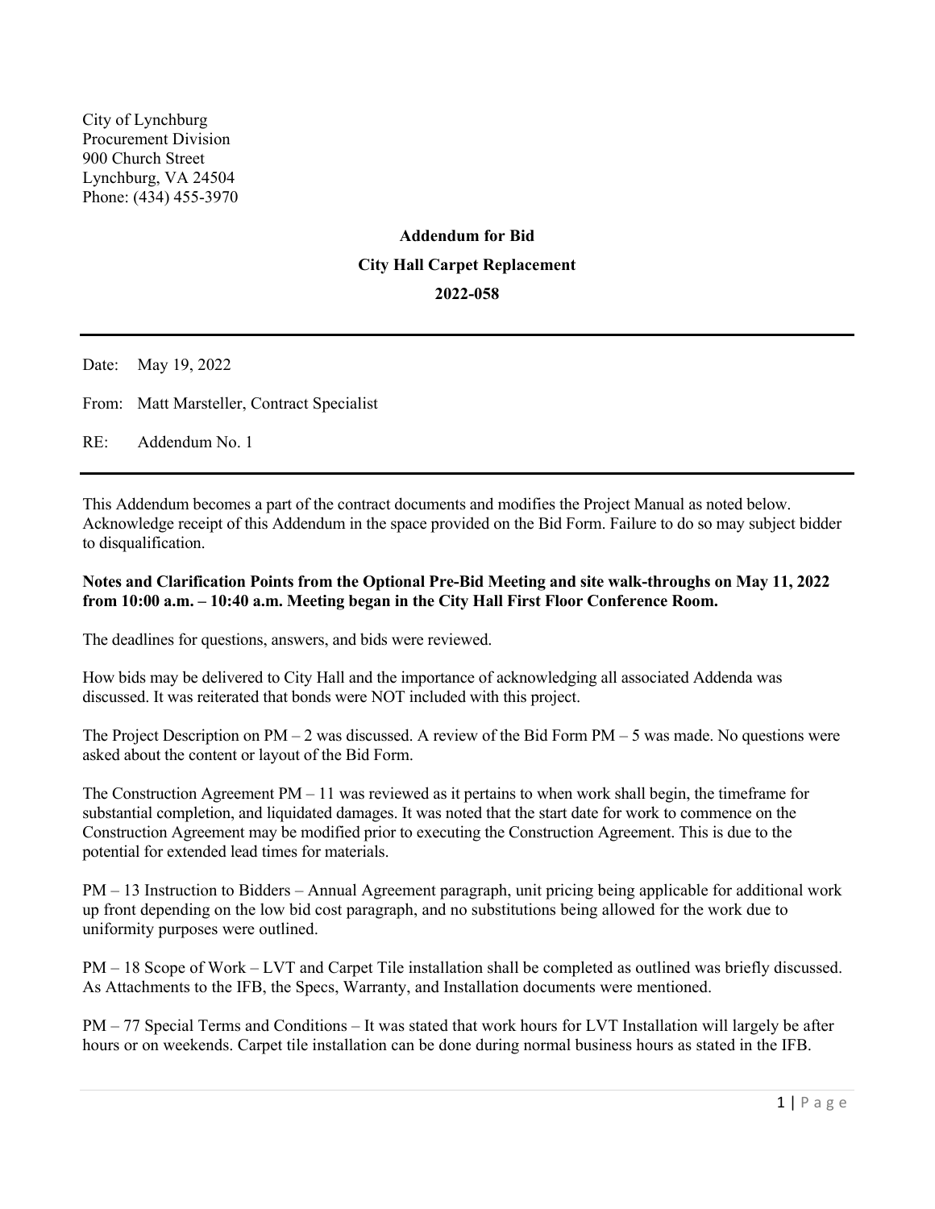City of Lynchburg
Procurement Division
900 Church Street
Lynchburg, VA 24504
Phone: (434) 455-3970

**Addendum for Bid**

**City Hall Carpet Replacement**

**2022-058**

---

Date: May 19, 2022

From: Matt Marsteller, Contract Specialist

RE: Addendum No. 1

---

This Addendum becomes a part of the contract documents and modifies the Project Manual as noted below. Acknowledge receipt of this Addendum in the space provided on the Bid Form. Failure to do so may subject bidder to disqualification.

**Notes and Clarification Points from the Optional Pre-Bid Meeting and site walk-throughs on May 11, 2022 from 10:00 a.m. – 10:40 a.m. Meeting began in the City Hall First Floor Conference Room.**

The deadlines for questions, answers, and bids were reviewed.

How bids may be delivered to City Hall and the importance of acknowledging all associated Addenda was discussed. It was reiterated that bonds were NOT included with this project.

The Project Description on PM – 2 was discussed. A review of the Bid Form PM – 5 was made. No questions were asked about the content or layout of the Bid Form.

The Construction Agreement PM – 11 was reviewed as it pertains to when work shall begin, the timeframe for substantial completion, and liquidated damages. It was noted that the start date for work to commence on the Construction Agreement may be modified prior to executing the Construction Agreement. This is due to the potential for extended lead times for materials.

PM – 13 Instruction to Bidders – Annual Agreement paragraph, unit pricing being applicable for additional work up front depending on the low bid cost paragraph, and no substitutions being allowed for the work due to uniformity purposes were outlined.

PM – 18 Scope of Work – LVT and Carpet Tile installation shall be completed as outlined was briefly discussed. As Attachments to the IFB, the Specs, Warranty, and Installation documents were mentioned.

PM – 77 Special Terms and Conditions – It was stated that work hours for LVT Installation will largely be after hours or on weekends. Carpet tile installation can be done during normal business hours as stated in the IFB.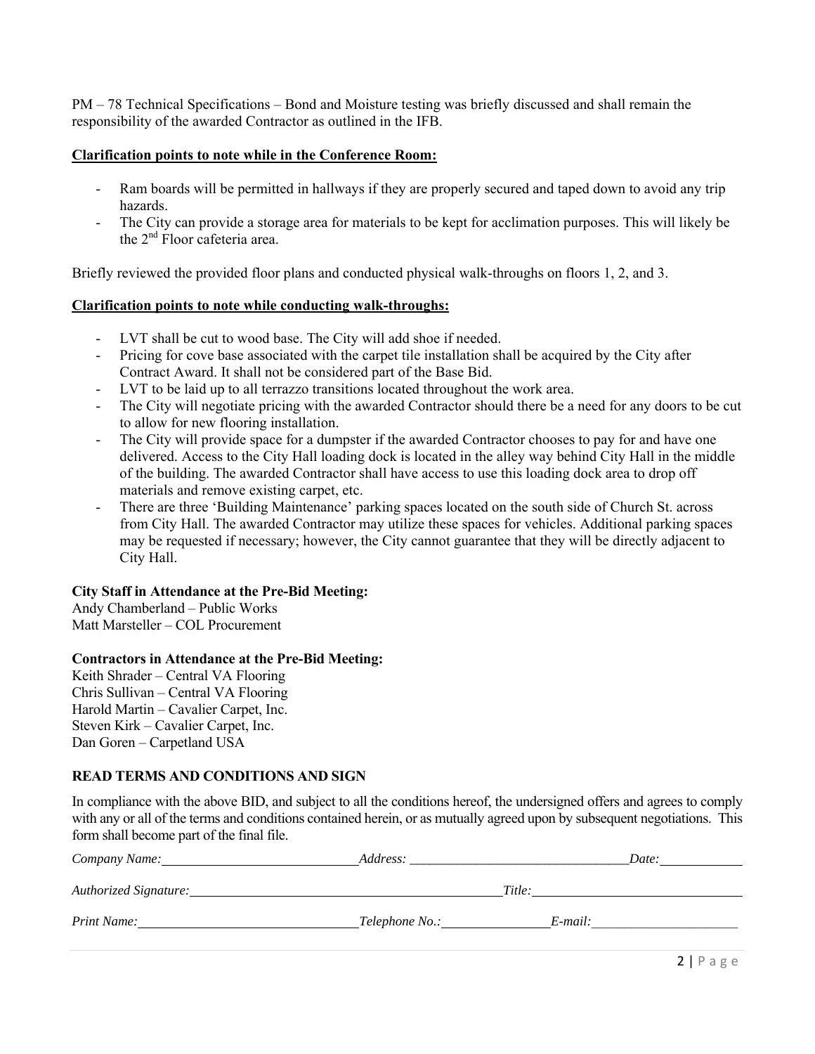PM – 78 Technical Specifications – Bond and Moisture testing was briefly discussed and shall remain the responsibility of the awarded Contractor as outlined in the IFB.

**Clarification points to note while in the Conference Room:**

- Ram boards will be permitted in hallways if they are properly secured and taped down to avoid any trip hazards.
- The City can provide a storage area for materials to be kept for acclimation purposes. This will likely be the 2nd Floor cafeteria area.

Briefly reviewed the provided floor plans and conducted physical walk-throughs on floors 1, 2, and 3.

**Clarification points to note while conducting walk-throughs:**

- LVT shall be cut to wood base. The City will add shoe if needed.
- Pricing for cove base associated with the carpet tile installation shall be acquired by the City after Contract Award. It shall not be considered part of the Base Bid.
- LVT to be laid up to all terrazzo transitions located throughout the work area.
- The City will negotiate pricing with the awarded Contractor should there be a need for any doors to be cut to allow for new flooring installation.
- The City will provide space for a dumpster if the awarded Contractor chooses to pay for and have one delivered. Access to the City Hall loading dock is located in the alley way behind City Hall in the middle of the building. The awarded Contractor shall have access to use this loading dock area to drop off materials and remove existing carpet, etc.
- There are three 'Building Maintenance' parking spaces located on the south side of Church St. across from City Hall. The awarded Contractor may utilize these spaces for vehicles. Additional parking spaces may be requested if necessary; however, the City cannot guarantee that they will be directly adjacent to City Hall.

**City Staff in Attendance at the Pre-Bid Meeting:**
Andy Chamberland – Public Works
Matt Marsteller – COL Procurement

**Contractors in Attendance at the Pre-Bid Meeting:**
Keith Shrader – Central VA Flooring
Chris Sullivan – Central VA Flooring
Harold Martin – Cavalier Carpet, Inc.
Steven Kirk – Cavalier Carpet, Inc.
Dan Goren – Carpetland USA

**READ TERMS AND CONDITIONS AND SIGN**

In compliance with the above BID, and subject to all the conditions hereof, the undersigned offers and agrees to comply with any or all of the terms and conditions contained herein, or as mutually agreed upon by subsequent negotiations. This form shall become part of the final file.

*Company Name:* ______________________________ *Address:* ___________________________________ *Date:* ____________

*Authorized Signature:* _______________________________________________ *Title:* _______________________________

*Print Name:* _________________________________ *Telephone No.:* ________________ *E-mail:* ______________________